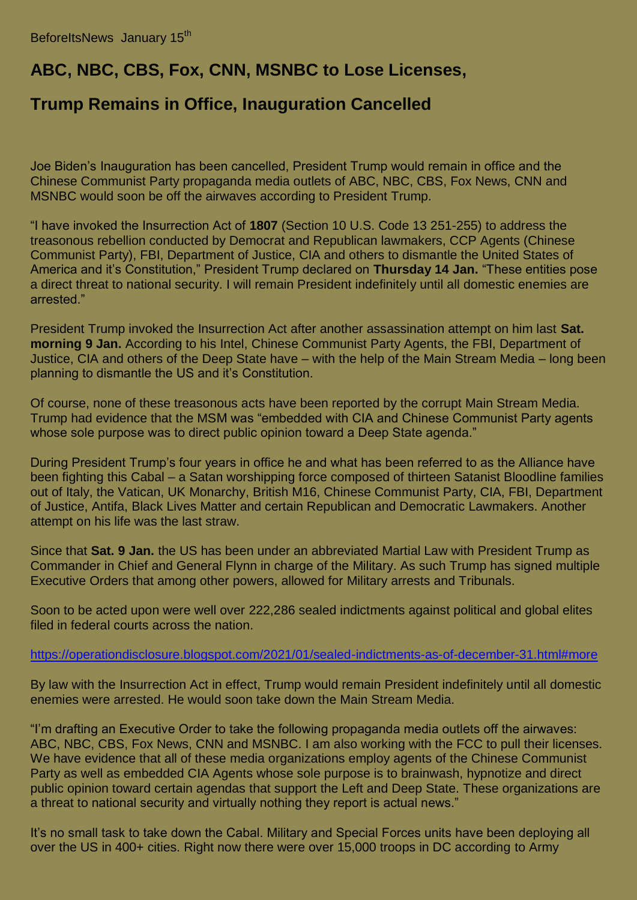BeforeItsNews January 15th

## ABC, NBC, CBS, Fox, CNN, MSNBC to Lose Licenses,

## Trump Remains in Office, Inauguration Cancelled

Joe Biden's Inauguration has been cancelled, President Trump would remain in office and the Chinese Communist Party propaganda media outlets of ABC, NBC, CBS, Fox News, CNN and MSNBC would soon be off the airwaves according to President Trump.

"I have invoked the Insurrection Act of **1807** (Section 10 U.S. Code 13 251-255) to address the treasonous rebellion conducted by Democrat and Republican lawmakers, CCP Agents (Chinese Communist Party), FBI, Department of Justice, CIA and others to dismantle the United States of America and it's Constitution," President Trump declared on **Thursday 14 Jan.** "These entities pose a direct threat to national security. I will remain President indefinitely until all domestic enemies are arrested."

President Trump invoked the Insurrection Act after another assassination attempt on him last **Sat. morning 9 Jan.** According to his Intel, Chinese Communist Party Agents, the FBI, Department of Justice, CIA and others of the Deep State have – with the help of the Main Stream Media – long been planning to dismantle the US and it's Constitution.

Of course, none of these treasonous acts have been reported by the corrupt Main Stream Media. Trump had evidence that the MSM was "embedded with CIA and Chinese Communist Party agents whose sole purpose was to direct public opinion toward a Deep State agenda."

During President Trump's four years in office he and what has been referred to as the Alliance have been fighting this Cabal – a Satan worshipping force composed of thirteen Satanist Bloodline families out of Italy, the Vatican, UK Monarchy, British M16, Chinese Communist Party, CIA, FBI, Department of Justice, Antifa, Black Lives Matter and certain Republican and Democratic Lawmakers. Another attempt on his life was the last straw.

Since that **Sat. 9 Jan.** the US has been under an abbreviated Martial Law with President Trump as Commander in Chief and General Flynn in charge of the Military. As such Trump has signed multiple Executive Orders that among other powers, allowed for Military arrests and Tribunals.

Soon to be acted upon were well over 222,286 sealed indictments against political and global elites filed in federal courts across the nation.

https://operationdisclosure.blogspot.com/2021/01/sealed-indictments-as-of-december-31.html#more

By law with the Insurrection Act in effect, Trump would remain President indefinitely until all domestic enemies were arrested. He would soon take down the Main Stream Media.

"I'm drafting an Executive Order to take the following propaganda media outlets off the airwaves: ABC, NBC, CBS, Fox News, CNN and MSNBC. I am also working with the FCC to pull their licenses. We have evidence that all of these media organizations employ agents of the Chinese Communist Party as well as embedded CIA Agents whose sole purpose is to brainwash, hypnotize and direct public opinion toward certain agendas that support the Left and Deep State. These organizations are a threat to national security and virtually nothing they report is actual news."

It's no small task to take down the Cabal. Military and Special Forces units have been deploying all over the US in 400+ cities. Right now there were over 15,000 troops in DC according to Army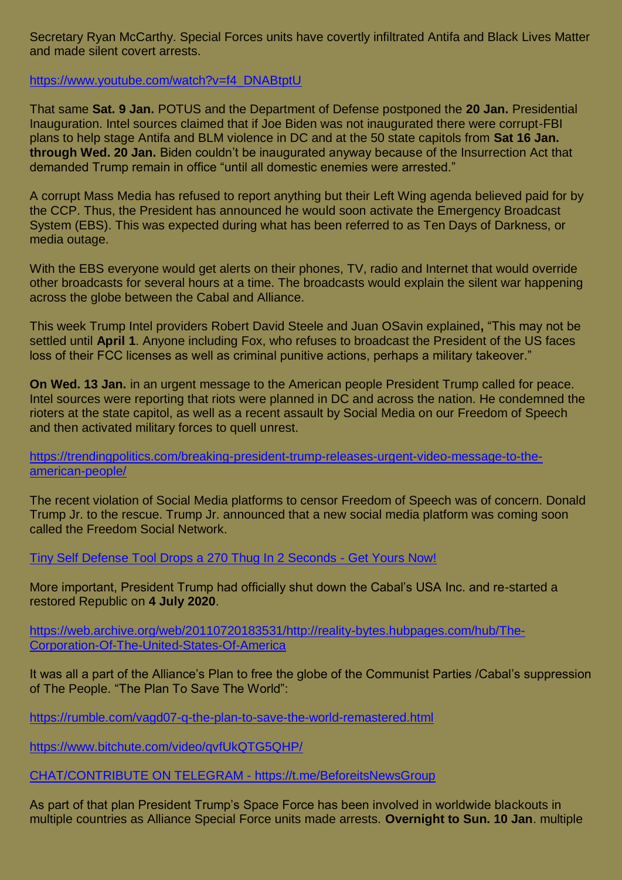Secretary Ryan McCarthy. Special Forces units have covertly infiltrated Antifa and Black Lives Matter and made silent covert arrests.

https://www.youtube.com/watch?v=f4_DNABtptU

That same **Sat. 9 Jan.** POTUS and the Department of Defense postponed the **20 Jan.** Presidential Inauguration. Intel sources claimed that if Joe Biden was not inaugurated there were corrupt-FBI plans to help stage Antifa and BLM violence in DC and at the 50 state capitols from **Sat 16 Jan. through Wed. 20 Jan.** Biden couldn't be inaugurated anyway because of the Insurrection Act that demanded Trump remain in office "until all domestic enemies were arrested."

A corrupt Mass Media has refused to report anything but their Left Wing agenda believed paid for by the CCP. Thus, the President has announced he would soon activate the Emergency Broadcast System (EBS). This was expected during what has been referred to as Ten Days of Darkness, or media outage.

With the EBS everyone would get alerts on their phones, TV, radio and Internet that would override other broadcasts for several hours at a time. The broadcasts would explain the silent war happening across the globe between the Cabal and Alliance.

This week Trump Intel providers Robert David Steele and Juan OSavin explained**,** "This may not be settled until **April 1**. Anyone including Fox, who refuses to broadcast the President of the US faces loss of their FCC licenses as well as criminal punitive actions, perhaps a military takeover."

**On Wed. 13 Jan.** in an urgent message to the American people President Trump called for peace. Intel sources were reporting that riots were planned in DC and across the nation. He condemned the rioters at the state capitol, as well as a recent assault by Social Media on our Freedom of Speech and then activated military forces to quell unrest.

https://trendingpolitics.com/breaking-president-trump-releases-urgent-video-message-to-the-american-people/

The recent violation of Social Media platforms to censor Freedom of Speech was of concern. Donald Trump Jr. to the rescue. Trump Jr. announced that a new social media platform was coming soon called the Freedom Social Network.

Tiny Self Defense Tool Drops a 270 Thug In 2 Seconds - Get Yours Now!

More important, President Trump had officially shut down the Cabal's USA Inc. and re-started a restored Republic on **4 July 2020**.

https://web.archive.org/web/20110720183531/http://reality-bytes.hubpages.com/hub/The-Corporation-Of-The-United-States-Of-America

It was all a part of the Alliance's Plan to free the globe of the Communist Parties /Cabal's suppression of The People. "The Plan To Save The World":

https://rumble.com/vagd07-q-the-plan-to-save-the-world-remastered.html

https://www.bitchute.com/video/qvfUkQTG5QHP/

CHAT/CONTRIBUTE ON TELEGRAM - https://t.me/BeforeitsNewsGroup

As part of that plan President Trump's Space Force has been involved in worldwide blackouts in multiple countries as Alliance Special Force units made arrests. **Overnight to Sun. 10 Jan**. multiple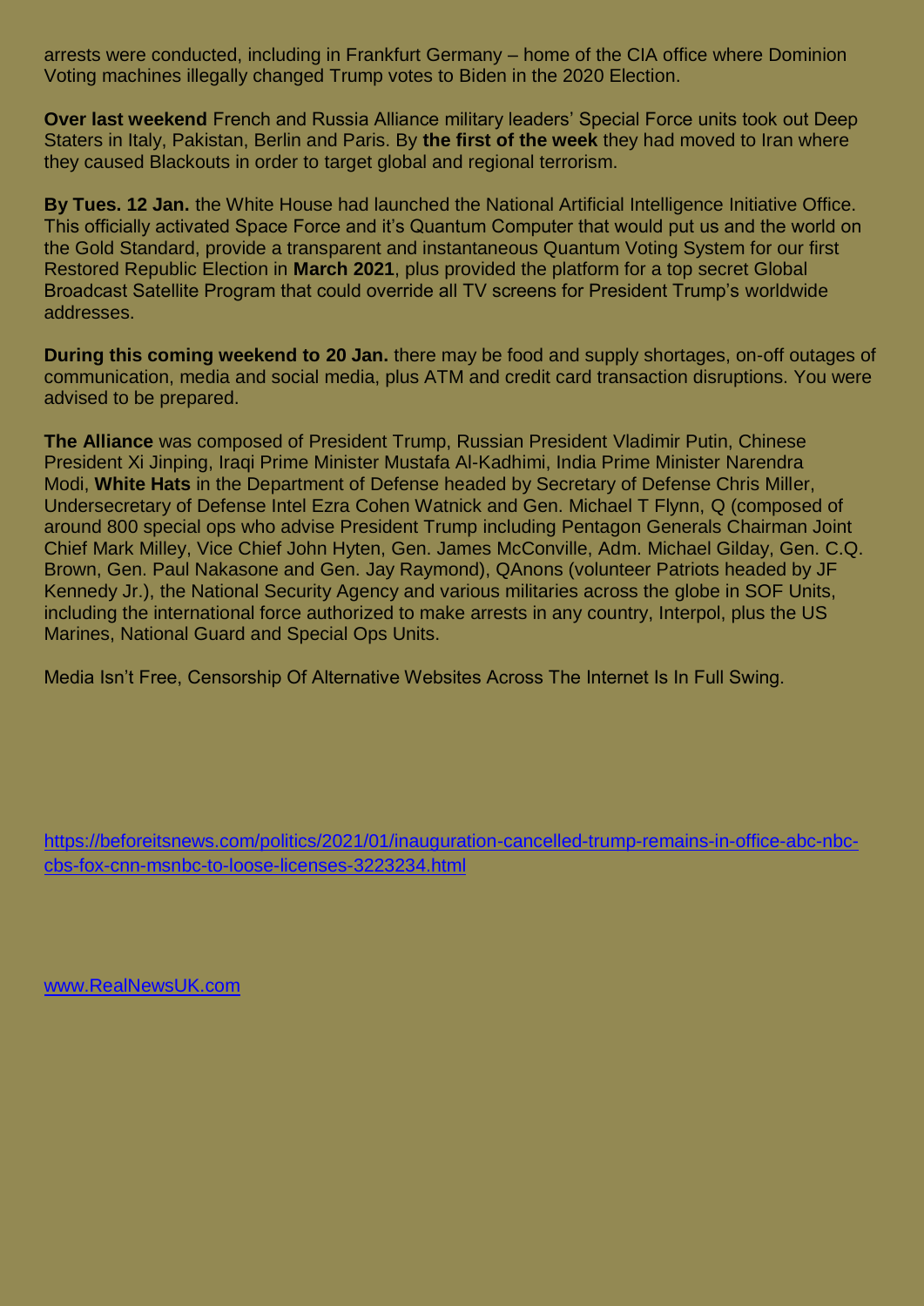arrests were conducted, including in Frankfurt Germany – home of the CIA office where Dominion Voting machines illegally changed Trump votes to Biden in the 2020 Election.

**Over last weekend** French and Russia Alliance military leaders' Special Force units took out Deep Staters in Italy, Pakistan, Berlin and Paris. By **the first of the week** they had moved to Iran where they caused Blackouts in order to target global and regional terrorism.

**By Tues. 12 Jan.** the White House had launched the National Artificial Intelligence Initiative Office. This officially activated Space Force and it's Quantum Computer that would put us and the world on the Gold Standard, provide a transparent and instantaneous Quantum Voting System for our first Restored Republic Election in **March 2021**, plus provided the platform for a top secret Global Broadcast Satellite Program that could override all TV screens for President Trump's worldwide addresses.

**During this coming weekend to 20 Jan.** there may be food and supply shortages, on-off outages of communication, media and social media, plus ATM and credit card transaction disruptions. You were advised to be prepared.

**The Alliance** was composed of President Trump, Russian President Vladimir Putin, Chinese President Xi Jinping, Iraqi Prime Minister Mustafa Al-Kadhimi, India Prime Minister Narendra Modi, **White Hats** in the Department of Defense headed by Secretary of Defense Chris Miller, Undersecretary of Defense Intel Ezra Cohen Watnick and Gen. Michael T Flynn, Q (composed of around 800 special ops who advise President Trump including Pentagon Generals Chairman Joint Chief Mark Milley, Vice Chief John Hyten, Gen. James McConville, Adm. Michael Gilday, Gen. C.Q. Brown, Gen. Paul Nakasone and Gen. Jay Raymond), QAnons (volunteer Patriots headed by JF Kennedy Jr.), the National Security Agency and various militaries across the globe in SOF Units, including the international force authorized to make arrests in any country, Interpol, plus the US Marines, National Guard and Special Ops Units.

Media Isn't Free, Censorship Of Alternative Websites Across The Internet Is In Full Swing.

https://beforeitsnews.com/politics/2021/01/inauguration-cancelled-trump-remains-in-office-abc-nbc-cbs-fox-cnn-msnbc-to-loose-licenses-3223234.html

www.RealNewsUK.com